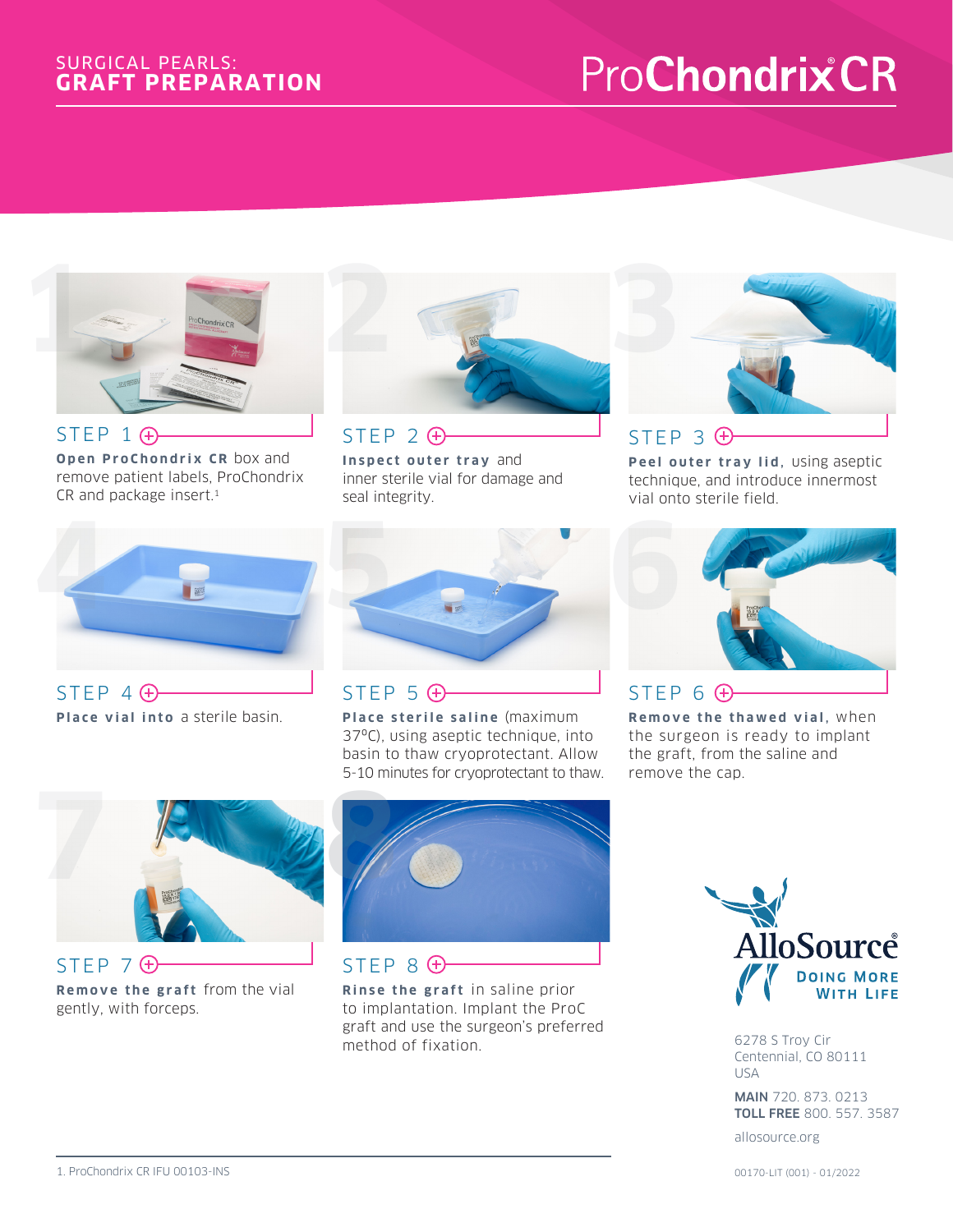SURGICAL PEARLS:
**GRAFT PREPARATION**

# ProChondrix® CR

## STEP 1

**Open ProChondrix CR** box and remove patient labels, ProChondrix CR and package insert.[1]

## STEP 2

**Inspect outer tray** and inner sterile vial for damage and seal integrity.

## STEP 3

**Peel outer tray lid,** using aseptic technique, and introduce innermost vial onto sterile field.

## STEP 4

**Place vial into** a sterile basin.

## STEP 5

**Place sterile saline** (maximum 37°C), using aseptic technique, into basin to thaw cryoprotectant. Allow 5-10 minutes for cryoprotectant to thaw.

## STEP 6

**Remove the thawed vial,** when the surgeon is ready to implant the graft, from the saline and remove the cap.

## STEP 7

**Remove the graft** from the vial gently, with forceps.

## STEP 8

**Rinse the graft** in saline prior to implantation. Implant the ProC graft and use the surgeon's preferred method of fixation.

AlloSource®
DOING MORE WITH LIFE

6278 S Troy Cir
Centennial, CO 80111
USA

**MAIN** 720. 873. 0213
**TOLL FREE** 800. 557. 3587

allosource.org

1. ProChondrix CR IFU 00103-INS

00170-LIT (001) - 01/2022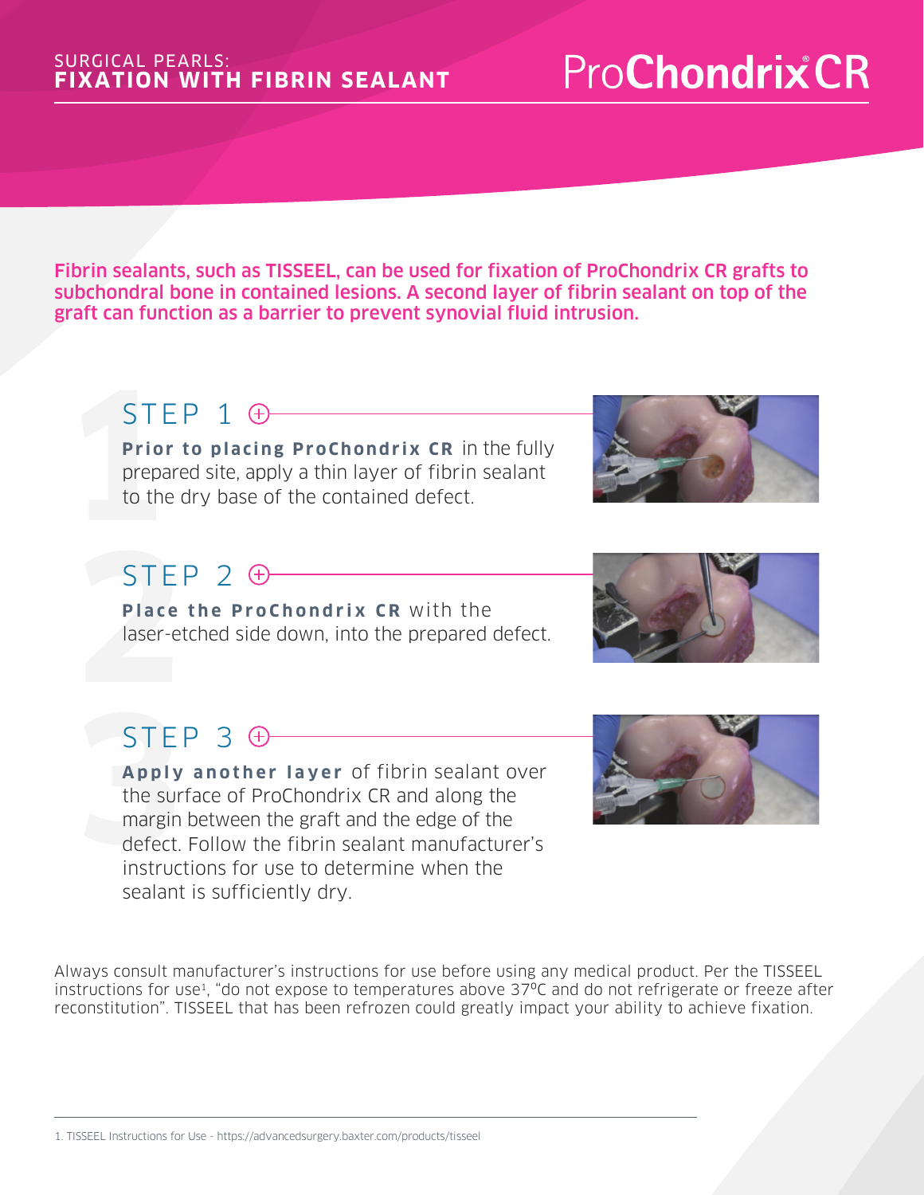SURGICAL PEARLS:
# FIXATION WITH FIBRIN SEALANT

ProChondrix® CR

**Fibrin sealants, such as TISSEEL, can be used for fixation of ProChondrix CR grafts to subchondral bone in contained lesions. A second layer of fibrin sealant on top of the graft can function as a barrier to prevent synovial fluid intrusion.**

## STEP 1

**Prior to placing ProChondrix CR** in the fully prepared site, apply a thin layer of fibrin sealant to the dry base of the contained defect.

## STEP 2

**Place the ProChondrix CR** with the laser-etched side down, into the prepared defect.

## STEP 3

**Apply another layer** of fibrin sealant over the surface of ProChondrix CR and along the margin between the graft and the edge of the defect. Follow the fibrin sealant manufacturer's instructions for use to determine when the sealant is sufficiently dry.

Always consult manufacturer's instructions for use before using any medical product. Per the TISSEEL instructions for use[1], "do not expose to temperatures above 37ºC and do not refrigerate or freeze after reconstitution". TISSEEL that has been refrozen could greatly impact your ability to achieve fixation.

1. TISSEEL Instructions for Use - https://advancedsurgery.baxter.com/products/tisseel